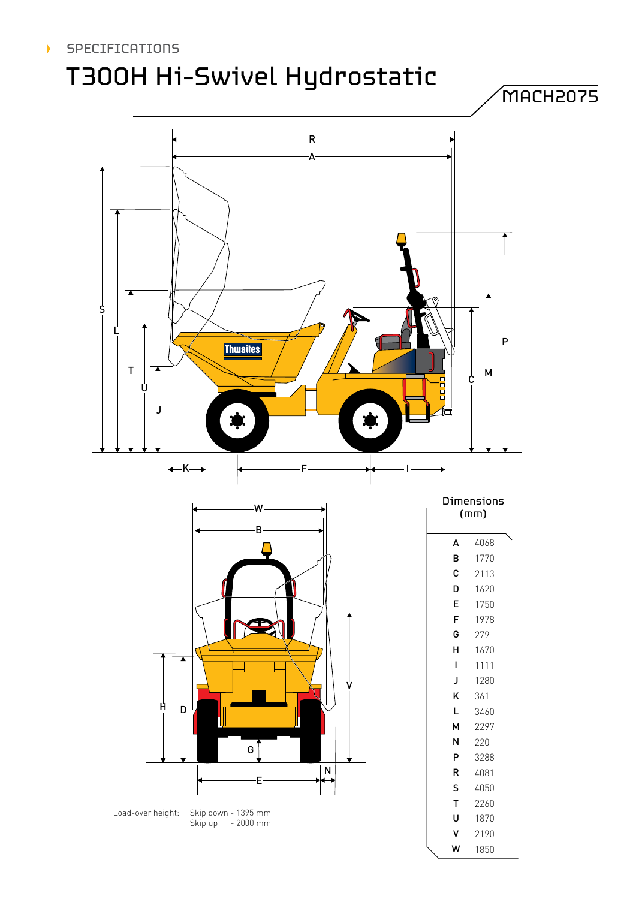SPECIFICATIONS

# T300H Hi-Swivel Hydrostatic

MACH2075

| Dimensions (mm) | |
|---|---|
| A | 4068 |
| B | 1770 |
| C | 2113 |
| D | 1620 |
| E | 1750 |
| F | 1978 |
| G | 279 |
| H | 1670 |
| I | 1111 |
| J | 1280 |
| K | 361 |
| L | 3460 |
| M | 2297 |
| N | 220 |
| P | 3288 |
| R | 4081 |
| S | 4050 |
| T | 2260 |
| U | 1870 |
| V | 2190 |
| W | 1850 |

Load-over height: Skip down - 1395 mm
Skip up - 2000 mm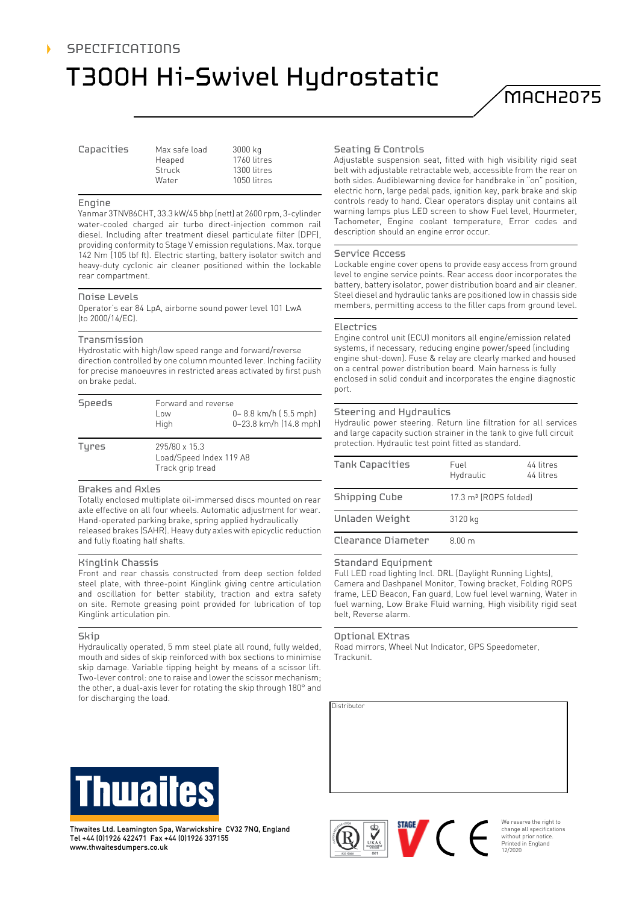SPECIFICATIONS

# T300H Hi-Swivel Hydrostatic

MACH2075

## Capacities

| | | |
|---|---|---|
| Capacities | Max safe load | 3000 kg |
| | Heaped | 1760 litres |
| | Struck | 1300 litres |
| | Water | 1050 litres |

## Engine

Yanmar 3TNV86CHT, 33.3 kW/45 bhp (nett) at 2600 rpm, 3-cylinder water-cooled charged air turbo direct-injection common rail diesel. Including after treatment diesel particulate filter (DPF), providing conformity to Stage V emission regulations. Max. torque 142 Nm (105 lbf ft). Electric starting, battery isolator switch and heavy-duty cyclonic air cleaner positioned within the lockable rear compartment.

## Noise Levels

Operator's ear 84 LpA, airborne sound power level 101 LwA (to 2000/14/EC).

## Transmission

Hydrostatic with high/low speed range and forward/reverse direction controlled by one column mounted lever. Inching facility for precise manoeuvres in restricted areas activated by first push on brake pedal.

| | | |
|---|---|---|
| Speeds | Forward and reverse | |
| | Low | 0– 8.8 km/h ( 5.5 mph) |
| | High | 0–23.8 km/h (14.8 mph) |
| Tyres | 295/80 x 15.3 | |
| | Load/Speed Index 119 A8 | |
| | Track grip tread | |

## Brakes and Axles

Totally enclosed multiplate oil-immersed discs mounted on rear axle effective on all four wheels. Automatic adjustment for wear. Hand-operated parking brake, spring applied hydraulically released brakes (SAHR). Heavy duty axles with epicyclic reduction and fully floating half shafts.

## Kinglink Chassis

Front and rear chassis constructed from deep section folded steel plate, with three-point Kinglink giving centre articulation and oscillation for better stability, traction and extra safety on site. Remote greasing point provided for lubrication of top Kinglink articulation pin.

## Skip

Hydraulically operated, 5 mm steel plate all round, fully welded, mouth and sides of skip reinforced with box sections to minimise skip damage. Variable tipping height by means of a scissor lift. Two-lever control: one to raise and lower the scissor mechanism; the other, a dual-axis lever for rotating the skip through 180° and for discharging the load.

## Seating & Controls

Adjustable suspension seat, fitted with high visibility rigid seat belt with adjustable retractable web, accessible from the rear on both sides. Audiblewarning device for handbrake in "on" position, electric horn, large pedal pads, ignition key, park brake and skip controls ready to hand. Clear operators display unit contains all warning lamps plus LED screen to show Fuel level, Hourmeter, Tachometer, Engine coolant temperature, Error codes and description should an engine error occur.

## Service Access

Lockable engine cover opens to provide easy access from ground level to engine service points. Rear access door incorporates the battery, battery isolator, power distribution board and air cleaner. Steel diesel and hydraulic tanks are positioned low in chassis side members, permitting access to the filler caps from ground level.

## Electrics

Engine control unit (ECU) monitors all engine/emission related systems, if necessary, reducing engine power/speed (including engine shut-down). Fuse & relay are clearly marked and housed on a central power distribution board. Main harness is fully enclosed in solid conduit and incorporates the engine diagnostic port.

## Steering and Hydraulics

Hydraulic power steering. Return line filtration for all services and large capacity suction strainer in the tank to give full circuit protection. Hydraulic test point fitted as standard.

| | | |
|---|---|---|
| Tank Capacities | Fuel | 44 litres |
| | Hydraulic | 44 litres |
| Shipping Cube | 17.3 m³ (ROPS folded) | |
| Unladen Weight | 3120 kg | |
| Clearance Diameter | 8.00 m | |

## Standard Equipment

Full LED road lighting Incl. DRL (Daylight Running Lights), Camera and Dashpanel Monitor, Towing bracket, Folding ROPS frame, LED Beacon, Fan guard, Low fuel level warning, Water in fuel warning, Low Brake Fluid warning, High visibility rigid seat belt, Reverse alarm.

## Optional EXtras

Road mirrors, Wheel Nut Indicator, GPS Speedometer, Trackunit.

Distributor

Thwaites

Thwaites Ltd. Leamington Spa, Warwickshire CV32 7NQ, England
Tel +44 (0)1926 422471 Fax +44 (0)1926 337155
www.thwaitesdumpers.co.uk

We reserve the right to change all specifications without prior notice.
Printed in England
12/2020